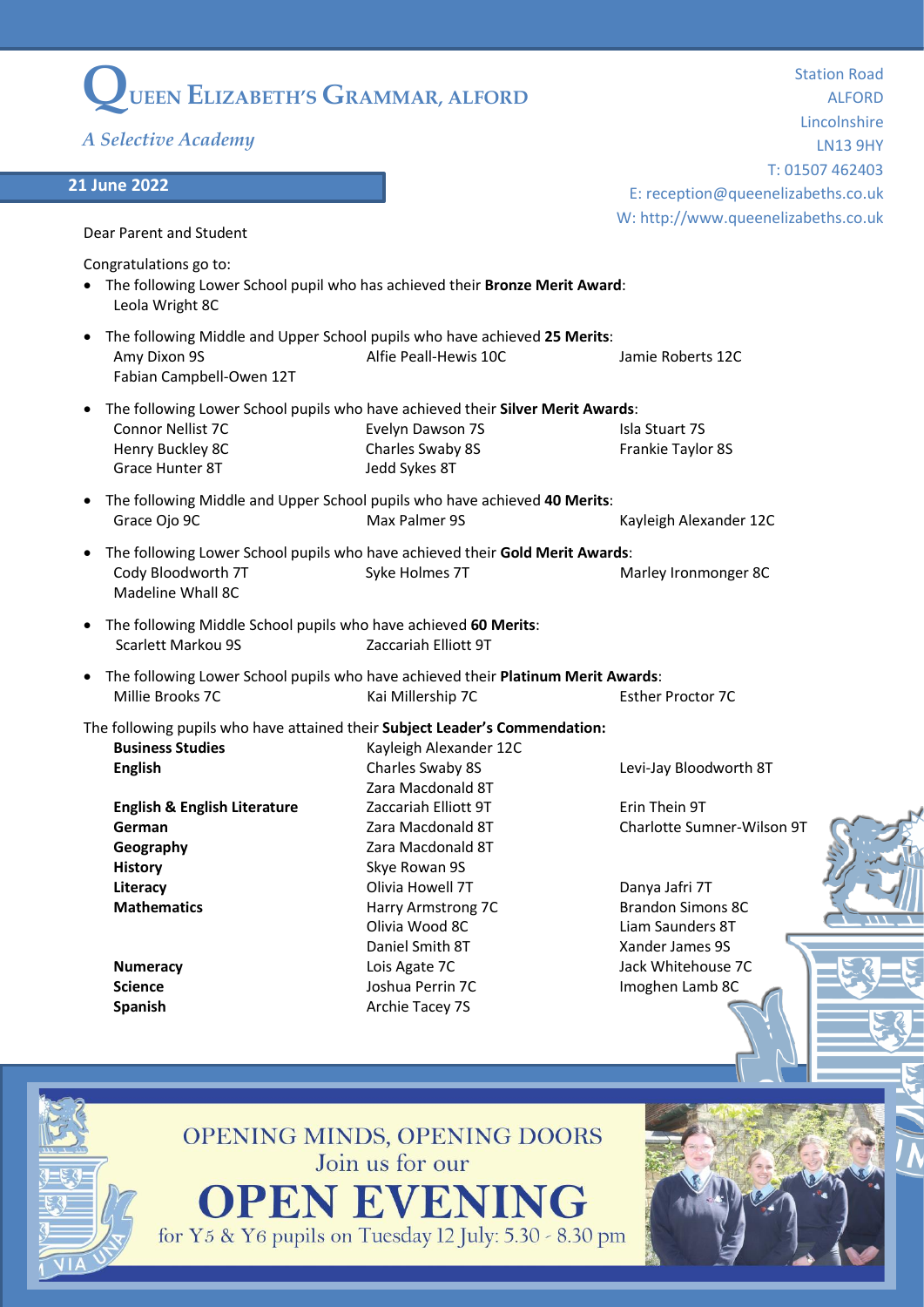# QUEEN ELIZABETH'S GRAMMAR, ALFORD

*A Selective Academy*

Station Road
ALFORD
Lincolnshire
LN13 9HY
T: 01507 462403
E: reception@queenelizabeths.co.uk
W: http://www.queenelizabeths.co.uk

**21 June 2022**

Dear Parent and Student

Congratulations go to:

- The following Lower School pupil who has achieved their **Bronze Merit Award**:
  Leola Wright 8C

- The following Middle and Upper School pupils who have achieved **25 Merits**:
  Amy Dixon 9S, Alfie Peall-Hewis 10C, Jamie Roberts 12C, Fabian Campbell-Owen 12T

- The following Lower School pupils who have achieved their **Silver Merit Awards**:
  Connor Nellist 7C, Evelyn Dawson 7S, Isla Stuart 7S, Henry Buckley 8C, Charles Swaby 8S, Frankie Taylor 8S, Grace Hunter 8T, Jedd Sykes 8T

- The following Middle and Upper School pupils who have achieved **40 Merits**:
  Grace Ojo 9C, Max Palmer 9S, Kayleigh Alexander 12C

- The following Lower School pupils who have achieved their **Gold Merit Awards**:
  Cody Bloodworth 7T, Syke Holmes 7T, Marley Ironmonger 8C, Madeline Whall 8C

- The following Middle School pupils who have achieved **60 Merits**:
  Scarlett Markou 9S, Zaccariah Elliott 9T

- The following Lower School pupils who have achieved their **Platinum Merit Awards**:
  Millie Brooks 7C, Kai Millership 7C, Esther Proctor 7C

The following pupils who have attained their **Subject Leader's Commendation:**

| Subject | | |
|---|---|---|
| **Business Studies** | Kayleigh Alexander 12C | |
| **English** | Charles Swaby 8S | Levi-Jay Bloodworth 8T |
| | Zara Macdonald 8T | |
| **English & English Literature** | Zaccariah Elliott 9T | Erin Thein 9T |
| **German** | Zara Macdonald 8T | Charlotte Sumner-Wilson 9T |
| **Geography** | Zara Macdonald 8T | |
| **History** | Skye Rowan 9S | |
| **Literacy** | Olivia Howell 7T | Danya Jafri 7T |
| **Mathematics** | Harry Armstrong 7C | Brandon Simons 8C |
| | Olivia Wood 8C | Liam Saunders 8T |
| | Daniel Smith 8T | Xander James 9S |
| **Numeracy** | Lois Agate 7C | Jack Whitehouse 7C |
| **Science** | Joshua Perrin 7C | Imoghen Lamb 8C |
| **Spanish** | Archie Tacey 7S | |

OPENING MINDS, OPENING DOORS
Join us for our
**OPEN EVENING**
for Y5 & Y6 pupils on Tuesday 12 July: 5.30 - 8.30 pm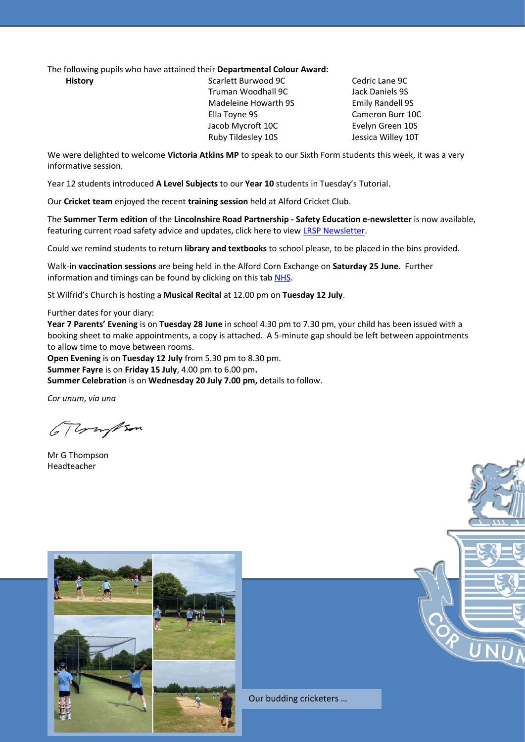The following pupils who have attained their **Departmental Colour Award:**

**History**

| | |
|---|---|
| Scarlett Burwood 9C | Cedric Lane 9C |
| Truman Woodhall 9C | Jack Daniels 9S |
| Madeleine Howarth 9S | Emily Randell 9S |
| Ella Toyne 9S | Cameron Burr 10C |
| Jacob Mycroft 10C | Evelyn Green 10S |
| Ruby Tildesley 10S | Jessica Willey 10T |

We were delighted to welcome **Victoria Atkins MP** to speak to our Sixth Form students this week, it was a very informative session.

Year 12 students introduced **A Level Subjects** to our **Year 10** students in Tuesday's Tutorial.

Our **Cricket team** enjoyed the recent **training session** held at Alford Cricket Club.

The **Summer Term edition** of the **Lincolnshire Road Partnership - Safety Education e-newsletter** is now available, featuring current road safety advice and updates, click here to view LRSP Newsletter.

Could we remind students to return **library and textbooks** to school please, to be placed in the bins provided.

Walk-in **vaccination sessions** are being held in the Alford Corn Exchange on **Saturday 25 June**. Further information and timings can be found by clicking on this tab NHS.

St Wilfrid's Church is hosting a **Musical Recital** at 12.00 pm on **Tuesday 12 July**.

Further dates for your diary:
**Year 7 Parents' Evening** is on **Tuesday 28 June** in school 4.30 pm to 7.30 pm, your child has been issued with a booking sheet to make appointments, a copy is attached. A 5-minute gap should be left between appointments to allow time to move between rooms.
**Open Evening** is on **Tuesday 12 July** from 5.30 pm to 8.30 pm.
**Summer Fayre** is on **Friday 15 July**, 4.00 pm to 6.00 pm**.**
**Summer Celebration** is on **Wednesday 20 July 7.00 pm,** details to follow.

*Cor unum, via una*

Mr G Thompson
Headteacher

Our budding cricketers …